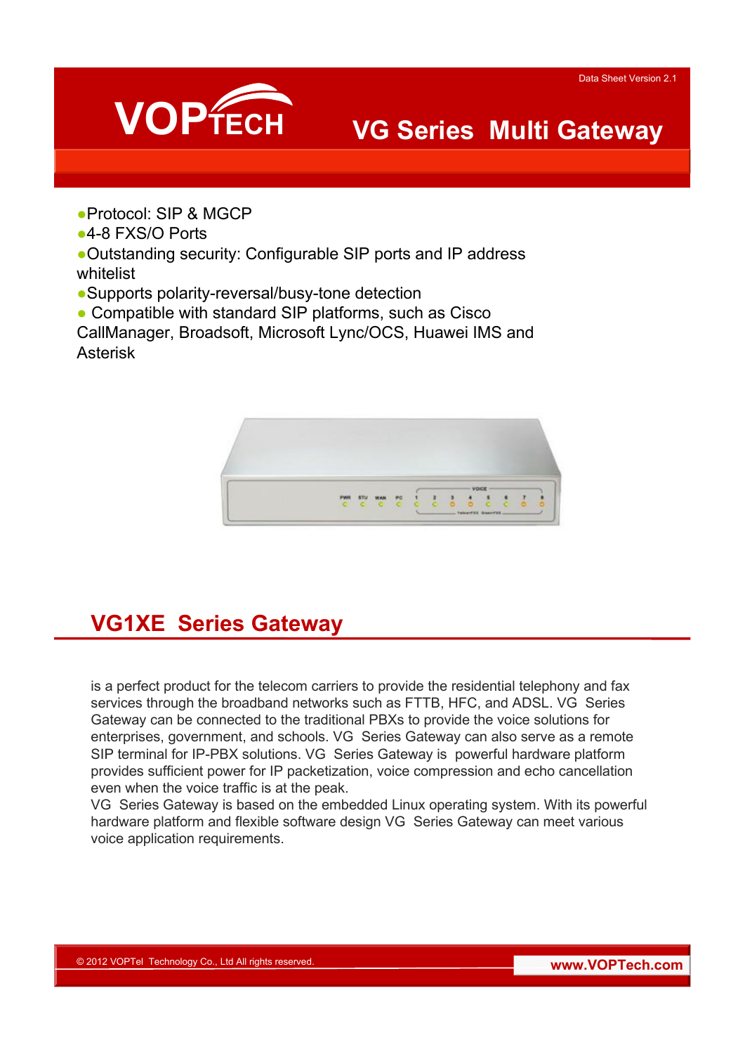Data Sheet Version 2.1

# VOPTECH VG Series Multi Gateway

- Protocol: SIP & MGCP
- 4-8 FXS/O Ports
- Outstanding security: Configurable SIP ports and IP address whitelist
- Supports polarity-reversal/busy-tone detection
- Compatible with standard SIP platforms, such as Cisco CallManager, Broadsoft, Microsoft Lync/OCS, Huawei IMS and Asterisk

## VG1XE Series Gateway

is a perfect product for the telecom carriers to provide the residential telephony and fax services through the broadband networks such as FTTB, HFC, and ADSL. VG Series Gateway can be connected to the traditional PBXs to provide the voice solutions for enterprises, government, and schools. VG Series Gateway can also serve as a remote SIP terminal for IP-PBX solutions. VG Series Gateway is powerful hardware platform provides sufficient power for IP packetization, voice compression and echo cancellation even when the voice traffic is at the peak.

VG Series Gateway is based on the embedded Linux operating system. With its powerful hardware platform and flexible software design VG Series Gateway can meet various voice application requirements.

© 2012 VOPTel Technology Co., Ltd All rights reserved.

www.VOPTech.com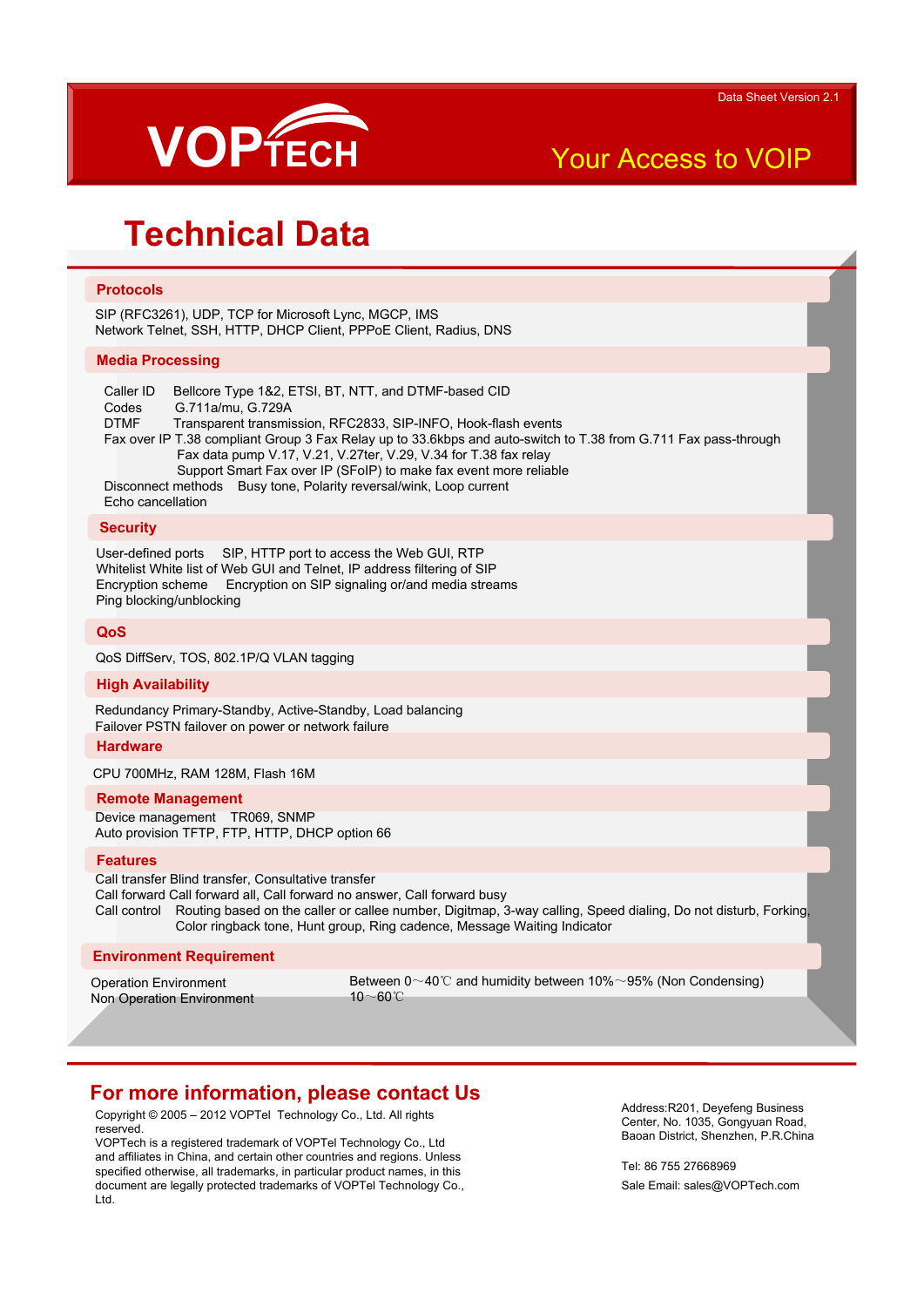Data Sheet Version 2.1

VOPTECH

Your Access to VOIP

# Technical Data

## Protocols

SIP (RFC3261), UDP, TCP for Microsoft Lync, MGCP, IMS
Network Telnet, SSH, HTTP, DHCP Client, PPPoE Client, Radius, DNS

## Media Processing

Caller ID Bellcore Type 1&2, ETSI, BT, NTT, and DTMF-based CID
Codes G.711a/mu, G.729A
DTMF Transparent transmission, RFC2833, SIP-INFO, Hook-flash events
Fax over IP T.38 compliant Group 3 Fax Relay up to 33.6kbps and auto-switch to T.38 from G.711 Fax pass-through
Fax data pump V.17, V.21, V.27ter, V.29, V.34 for T.38 fax relay
Support Smart Fax over IP (SFoIP) to make fax event more reliable
Disconnect methods Busy tone, Polarity reversal/wink, Loop current
Echo cancellation

## Security

User-defined ports SIP, HTTP port to access the Web GUI, RTP
Whitelist White list of Web GUI and Telnet, IP address filtering of SIP
Encryption scheme Encryption on SIP signaling or/and media streams
Ping blocking/unblocking

## QoS

QoS DiffServ, TOS, 802.1P/Q VLAN tagging

## High Availability

Redundancy Primary-Standby, Active-Standby, Load balancing
Failover PSTN failover on power or network failure

## Hardware

CPU 700MHz, RAM 128M, Flash 16M

## Remote Management

Device management TR069, SNMP
Auto provision TFTP, FTP, HTTP, DHCP option 66

## Features

Call transfer Blind transfer, Consultative transfer
Call forward Call forward all, Call forward no answer, Call forward busy
Call control Routing based on the caller or callee number, Digitmap, 3-way calling, Speed dialing, Do not disturb, Forking, Color ringback tone, Hunt group, Ring cadence, Message Waiting Indicator

## Environment Requirement

| | |
|---|---|
| Operation Environment | Between 0～40℃ and humidity between 10%～95% (Non Condensing) |
| Non Operation Environment | 10～60℃ |

## For more information, please contact Us

Copyright © 2005 – 2012 VOPTel Technology Co., Ltd. All rights reserved.
VOPTech is a registered trademark of VOPTel Technology Co., Ltd and affiliates in China, and certain other countries and regions. Unless specified otherwise, all trademarks, in particular product names, in this document are legally protected trademarks of VOPTel Technology Co., Ltd.

Address:R201, Deyefeng Business Center, No. 1035, Gongyuan Road, Baoan District, Shenzhen, P.R.China

Tel: 86 755 27668969

Sale Email: sales@VOPTech.com